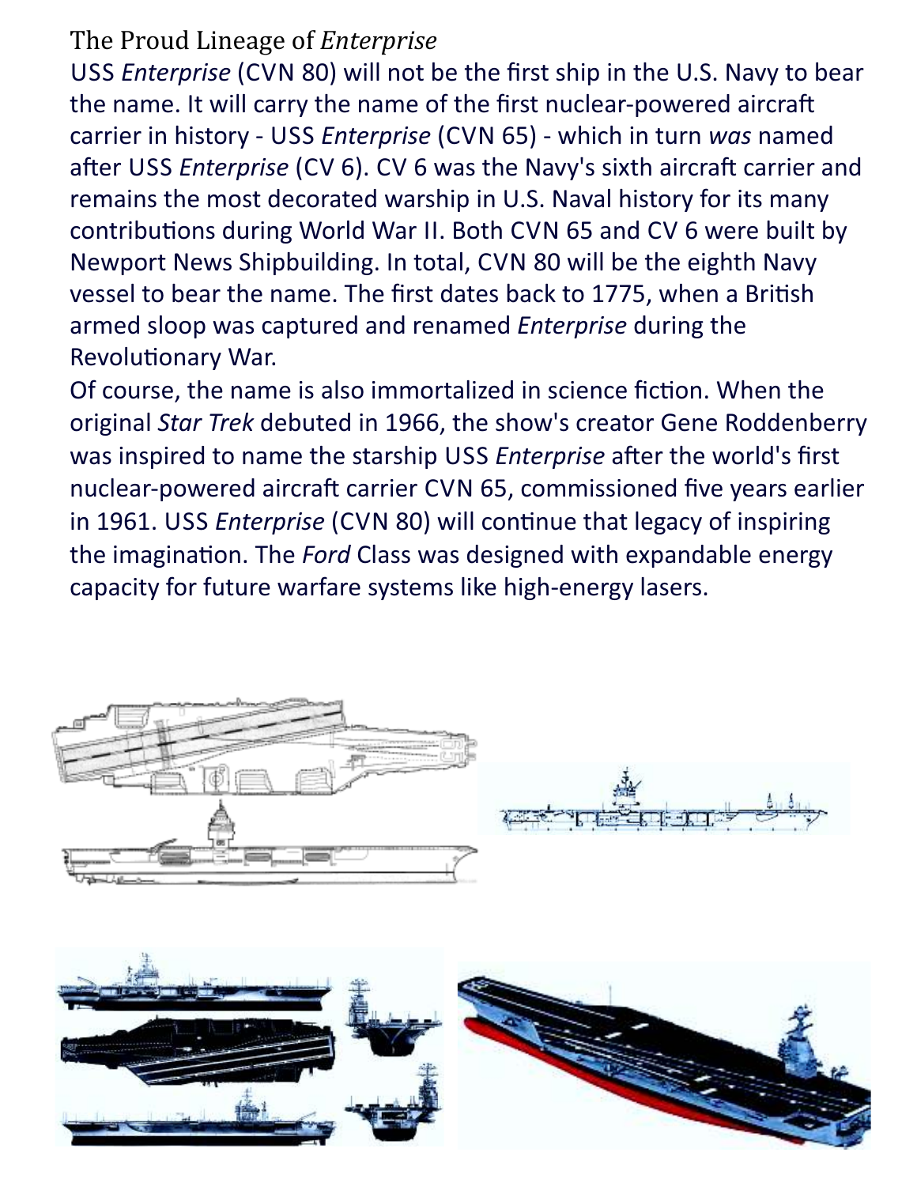# The Proud Lineage of *Enterprise*

USS *Enterprise* (CVN 80) will not be the first ship in the U.S. Navy to bear the name. It will carry the name of the first nuclear-powered aircraft carrier in history - USS *Enterprise* (CVN 65) - which in turn *was* named after USS *Enterprise* (CV 6). CV 6 was the Navy's sixth aircraft carrier and remains the most decorated warship in U.S. Naval history for its many contributions during World War II. Both CVN 65 and CV 6 were built by Newport News Shipbuilding. In total, CVN 80 will be the eighth Navy vessel to bear the name. The first dates back to 1775, when a British armed sloop was captured and renamed *Enterprise* during the Revolutionary War.

Of course, the name is also immortalized in science fiction. When the original *Star Trek* debuted in 1966, the show's creator Gene Roddenberry was inspired to name the starship USS *Enterprise* after the world's first nuclear-powered aircraft carrier CVN 65, commissioned five years earlier in 1961. USS *Enterprise* (CVN 80) will continue that legacy of inspiring the imagination. The *Ford* Class was designed with expandable energy capacity for future warfare systems like high-energy lasers.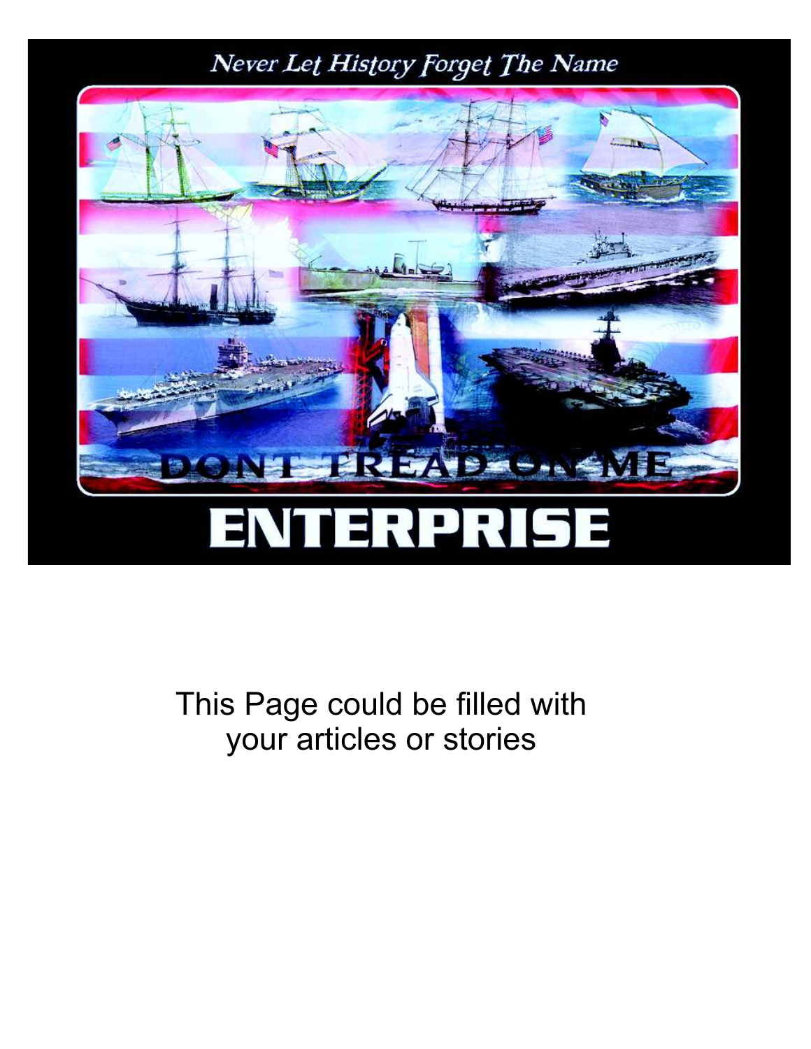This Page could be filled with your articles or stories